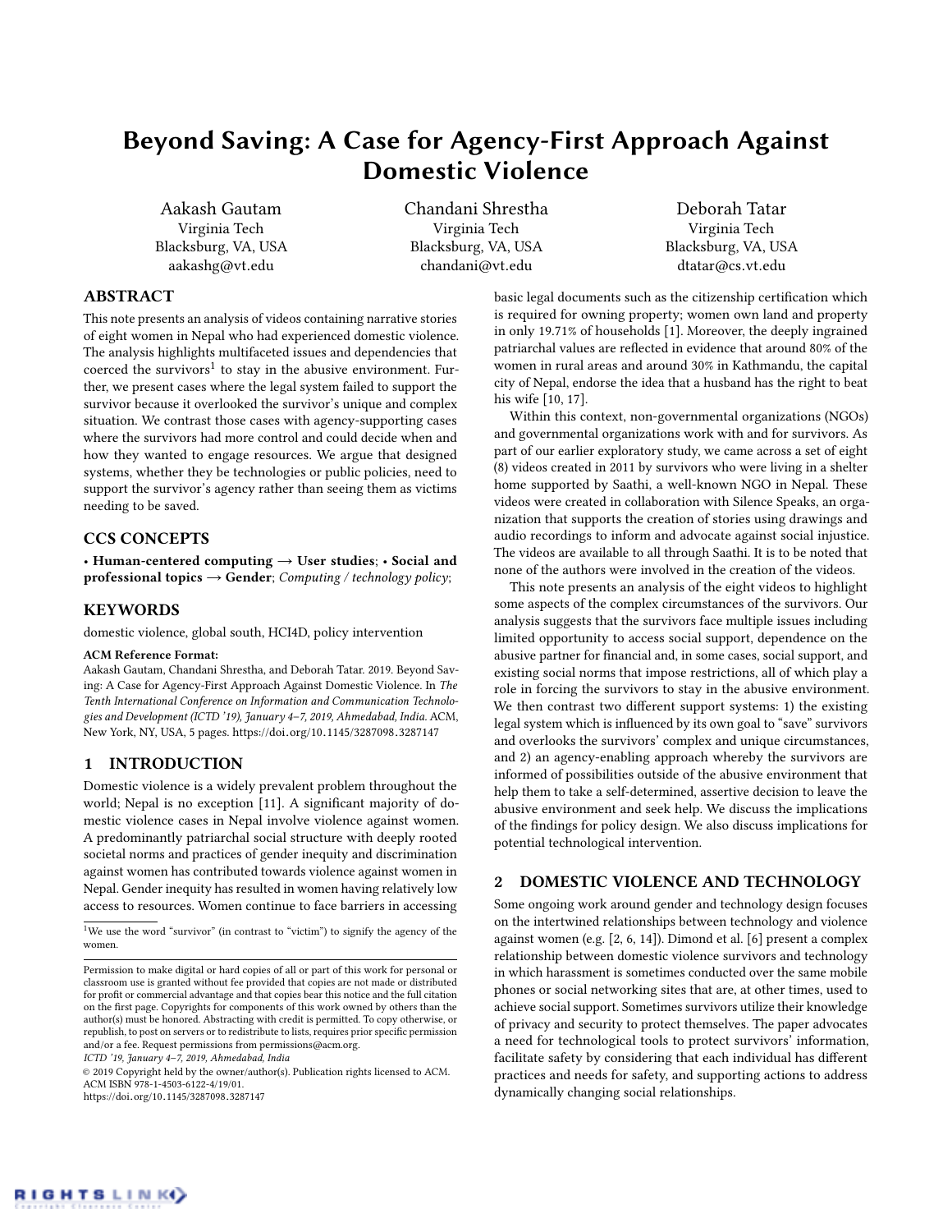# Beyond Saving: A Case for Agency-First Approach Against Domestic Violence

Aakash Gautam
Virginia Tech
Blacksburg, VA, USA
aakashg@vt.edu

Chandani Shrestha
Virginia Tech
Blacksburg, VA, USA
chandani@vt.edu

Deborah Tatar
Virginia Tech
Blacksburg, VA, USA
dtatar@cs.vt.edu

## ABSTRACT

This note presents an analysis of videos containing narrative stories of eight women in Nepal who had experienced domestic violence. The analysis highlights multifaceted issues and dependencies that coerced the survivors[1] to stay in the abusive environment. Further, we present cases where the legal system failed to support the survivor because it overlooked the survivor's unique and complex situation. We contrast those cases with agency-supporting cases where the survivors had more control and could decide when and how they wanted to engage resources. We argue that designed systems, whether they be technologies or public policies, need to support the survivor's agency rather than seeing them as victims needing to be saved.

## CCS CONCEPTS

• **Human-centered computing → User studies**; • **Social and professional topics → Gender**; *Computing / technology policy*;

## KEYWORDS

domestic violence, global south, HCI4D, policy intervention

**ACM Reference Format:**
Aakash Gautam, Chandani Shrestha, and Deborah Tatar. 2019. Beyond Saving: A Case for Agency-First Approach Against Domestic Violence. In *The Tenth International Conference on Information and Communication Technologies and Development (ICTD '19), January 4–7, 2019, Ahmedabad, India.* ACM, New York, NY, USA, 5 pages. https://doi.org/10.1145/3287098.3287147

## 1 INTRODUCTION

Domestic violence is a widely prevalent problem throughout the world; Nepal is no exception [11]. A significant majority of domestic violence cases in Nepal involve violence against women. A predominantly patriarchal social structure with deeply rooted societal norms and practices of gender inequity and discrimination against women has contributed towards violence against women in Nepal. Gender inequity has resulted in women having relatively low access to resources. Women continue to face barriers in accessing basic legal documents such as the citizenship certification which is required for owning property; women own land and property in only 19.71% of households [1]. Moreover, the deeply ingrained patriarchal values are reflected in evidence that around 80% of the women in rural areas and around 30% in Kathmandu, the capital city of Nepal, endorse the idea that a husband has the right to beat his wife [10, 17].

Within this context, non-governmental organizations (NGOs) and governmental organizations work with and for survivors. As part of our earlier exploratory study, we came across a set of eight (8) videos created in 2011 by survivors who were living in a shelter home supported by Saathi, a well-known NGO in Nepal. These videos were created in collaboration with Silence Speaks, an organization that supports the creation of stories using drawings and audio recordings to inform and advocate against social injustice. The videos are available to all through Saathi. It is to be noted that none of the authors were involved in the creation of the videos.

This note presents an analysis of the eight videos to highlight some aspects of the complex circumstances of the survivors. Our analysis suggests that the survivors face multiple issues including limited opportunity to access social support, dependence on the abusive partner for financial and, in some cases, social support, and existing social norms that impose restrictions, all of which play a role in forcing the survivors to stay in the abusive environment. We then contrast two different support systems: 1) the existing legal system which is influenced by its own goal to "save" survivors and overlooks the survivors' complex and unique circumstances, and 2) an agency-enabling approach whereby the survivors are informed of possibilities outside of the abusive environment that help them to take a self-determined, assertive decision to leave the abusive environment and seek help. We discuss the implications of the findings for policy design. We also discuss implications for potential technological intervention.

## 2 DOMESTIC VIOLENCE AND TECHNOLOGY

Some ongoing work around gender and technology design focuses on the intertwined relationships between technology and violence against women (e.g. [2, 6, 14]). Dimond et al. [6] present a complex relationship between domestic violence survivors and technology in which harassment is sometimes conducted over the same mobile phones or social networking sites that are, at other times, used to achieve social support. Sometimes survivors utilize their knowledge of privacy and security to protect themselves. The paper advocates a need for technological tools to protect survivors' information, facilitate safety by considering that each individual has different practices and needs for safety, and supporting actions to address dynamically changing social relationships.

[1] We use the word "survivor" (in contrast to "victim") to signify the agency of the women.

Permission to make digital or hard copies of all or part of this work for personal or classroom use is granted without fee provided that copies are not made or distributed for profit or commercial advantage and that copies bear this notice and the full citation on the first page. Copyrights for components of this work owned by others than the author(s) must be honored. Abstracting with credit is permitted. To copy otherwise, or republish, to post on servers or to redistribute to lists, requires prior specific permission and/or a fee. Request permissions from permissions@acm.org.
*ICTD '19, January 4–7, 2019, Ahmedabad, India*
© 2019 Copyright held by the owner/author(s). Publication rights licensed to ACM.
ACM ISBN 978-1-4503-6122-4/19/01.
https://doi.org/10.1145/3287098.3287147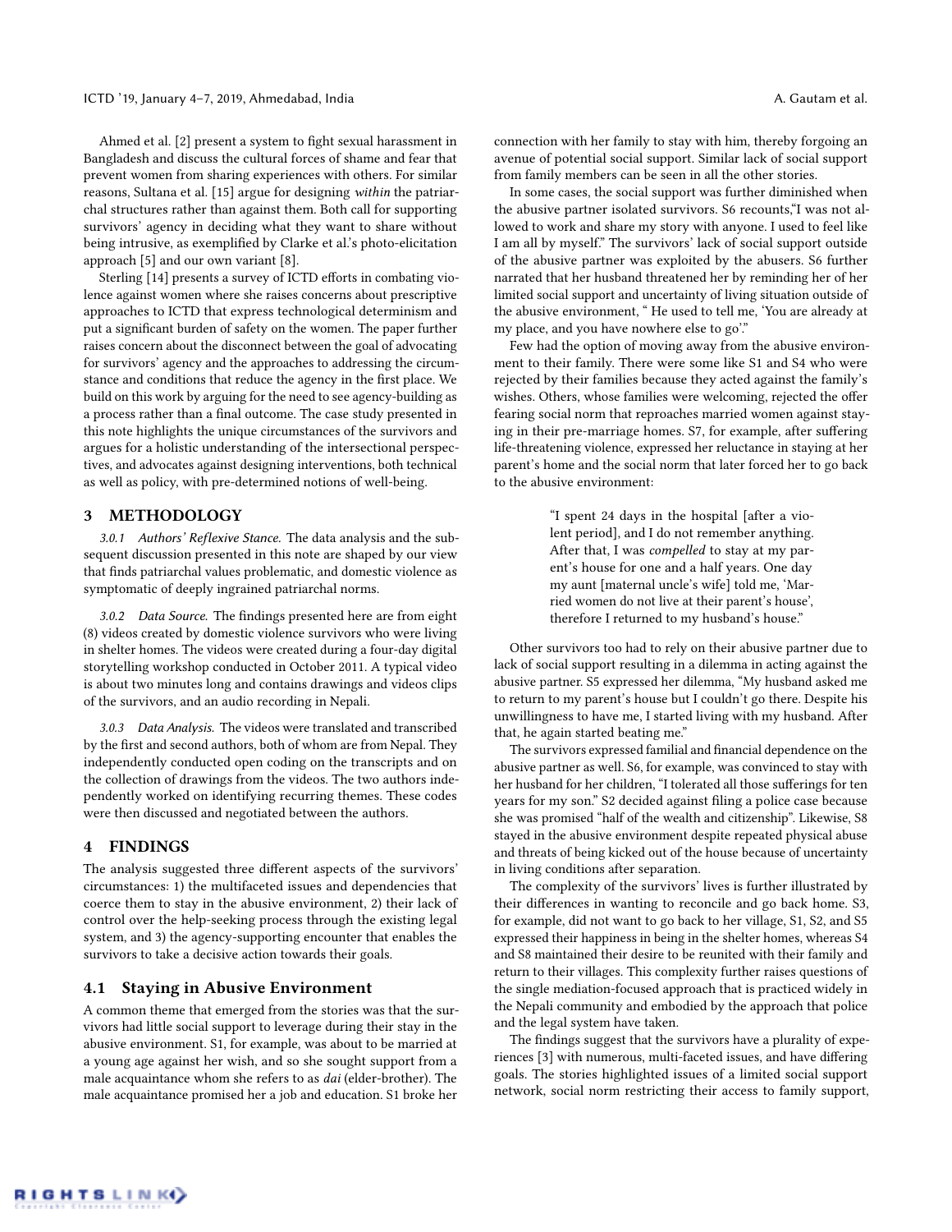Ahmed et al. [2] present a system to fight sexual harassment in Bangladesh and discuss the cultural forces of shame and fear that prevent women from sharing experiences with others. For similar reasons, Sultana et al. [15] argue for designing *within* the patriarchal structures rather than against them. Both call for supporting survivors' agency in deciding what they want to share without being intrusive, as exemplified by Clarke et al.'s photo-elicitation approach [5] and our own variant [8].

Sterling [14] presents a survey of ICTD efforts in combating violence against women where she raises concerns about prescriptive approaches to ICTD that express technological determinism and put a significant burden of safety on the women. The paper further raises concern about the disconnect between the goal of advocating for survivors' agency and the approaches to addressing the circumstance and conditions that reduce the agency in the first place. We build on this work by arguing for the need to see agency-building as a process rather than a final outcome. The case study presented in this note highlights the unique circumstances of the survivors and argues for a holistic understanding of the intersectional perspectives, and advocates against designing interventions, both technical as well as policy, with pre-determined notions of well-being.

## 3 METHODOLOGY

*3.0.1 Authors' Reflexive Stance.* The data analysis and the subsequent discussion presented in this note are shaped by our view that finds patriarchal values problematic, and domestic violence as symptomatic of deeply ingrained patriarchal norms.

*3.0.2 Data Source.* The findings presented here are from eight (8) videos created by domestic violence survivors who were living in shelter homes. The videos were created during a four-day digital storytelling workshop conducted in October 2011. A typical video is about two minutes long and contains drawings and videos clips of the survivors, and an audio recording in Nepali.

*3.0.3 Data Analysis.* The videos were translated and transcribed by the first and second authors, both of whom are from Nepal. They independently conducted open coding on the transcripts and on the collection of drawings from the videos. The two authors independently worked on identifying recurring themes. These codes were then discussed and negotiated between the authors.

## 4 FINDINGS

The analysis suggested three different aspects of the survivors' circumstances: 1) the multifaceted issues and dependencies that coerce them to stay in the abusive environment, 2) their lack of control over the help-seeking process through the existing legal system, and 3) the agency-supporting encounter that enables the survivors to take a decisive action towards their goals.

### 4.1 Staying in Abusive Environment

A common theme that emerged from the stories was that the survivors had little social support to leverage during their stay in the abusive environment. S1, for example, was about to be married at a young age against her wish, and so she sought support from a male acquaintance whom she refers to as *dai* (elder-brother). The male acquaintance promised her a job and education. S1 broke her connection with her family to stay with him, thereby forgoing an avenue of potential social support. Similar lack of social support from family members can be seen in all the other stories.

In some cases, the social support was further diminished when the abusive partner isolated survivors. S6 recounts,"I was not allowed to work and share my story with anyone. I used to feel like I am all by myself." The survivors' lack of social support outside of the abusive partner was exploited by the abusers. S6 further narrated that her husband threatened her by reminding her of her limited social support and uncertainty of living situation outside of the abusive environment, " He used to tell me, 'You are already at my place, and you have nowhere else to go'."

Few had the option of moving away from the abusive environment to their family. There were some like S1 and S4 who were rejected by their families because they acted against the family's wishes. Others, whose families were welcoming, rejected the offer fearing social norm that reproaches married women against staying in their pre-marriage homes. S7, for example, after suffering life-threatening violence, expressed her reluctance in staying at her parent's home and the social norm that later forced her to go back to the abusive environment:

> "I spent 24 days in the hospital [after a violent period], and I do not remember anything. After that, I was *compelled* to stay at my parent's house for one and a half years. One day my aunt [maternal uncle's wife] told me, 'Married women do not live at their parent's house', therefore I returned to my husband's house."

Other survivors too had to rely on their abusive partner due to lack of social support resulting in a dilemma in acting against the abusive partner. S5 expressed her dilemma, "My husband asked me to return to my parent's house but I couldn't go there. Despite his unwillingness to have me, I started living with my husband. After that, he again started beating me."

The survivors expressed familial and financial dependence on the abusive partner as well. S6, for example, was convinced to stay with her husband for her children, "I tolerated all those sufferings for ten years for my son." S2 decided against filing a police case because she was promised "half of the wealth and citizenship". Likewise, S8 stayed in the abusive environment despite repeated physical abuse and threats of being kicked out of the house because of uncertainty in living conditions after separation.

The complexity of the survivors' lives is further illustrated by their differences in wanting to reconcile and go back home. S3, for example, did not want to go back to her village, S1, S2, and S5 expressed their happiness in being in the shelter homes, whereas S4 and S8 maintained their desire to be reunited with their family and return to their villages. This complexity further raises questions of the single mediation-focused approach that is practiced widely in the Nepali community and embodied by the approach that police and the legal system have taken.

The findings suggest that the survivors have a plurality of experiences [3] with numerous, multi-faceted issues, and have differing goals. The stories highlighted issues of a limited social support network, social norm restricting their access to family support,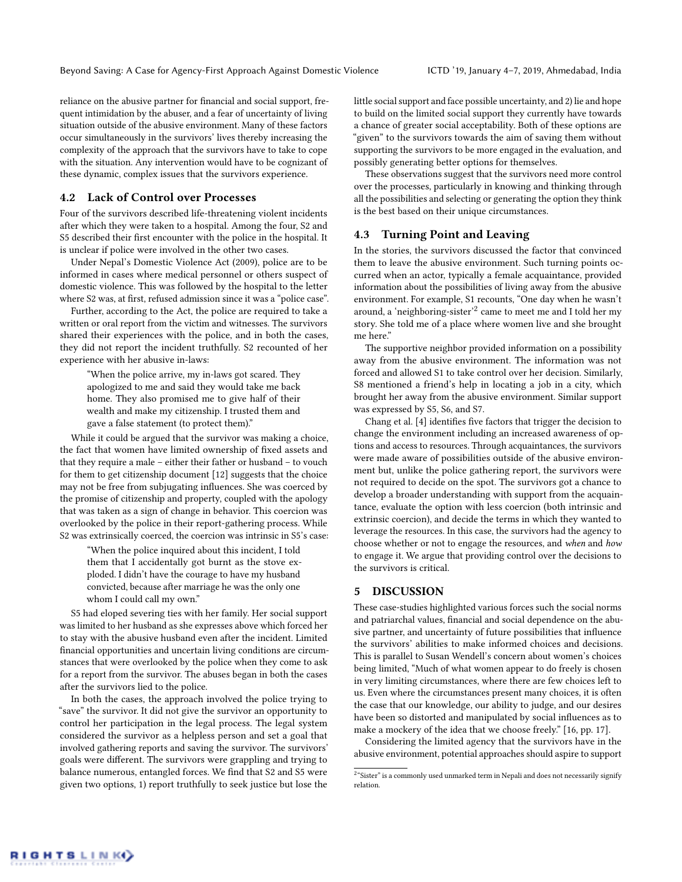reliance on the abusive partner for financial and social support, frequent intimidation by the abuser, and a fear of uncertainty of living situation outside of the abusive environment. Many of these factors occur simultaneously in the survivors' lives thereby increasing the complexity of the approach that the survivors have to take to cope with the situation. Any intervention would have to be cognizant of these dynamic, complex issues that the survivors experience.

## 4.2 Lack of Control over Processes

Four of the survivors described life-threatening violent incidents after which they were taken to a hospital. Among the four, S2 and S5 described their first encounter with the police in the hospital. It is unclear if police were involved in the other two cases.

Under Nepal's Domestic Violence Act (2009), police are to be informed in cases where medical personnel or others suspect of domestic violence. This was followed by the hospital to the letter where S2 was, at first, refused admission since it was a "police case".

Further, according to the Act, the police are required to take a written or oral report from the victim and witnesses. The survivors shared their experiences with the police, and in both the cases, they did not report the incident truthfully. S2 recounted of her experience with her abusive in-laws:

> "When the police arrive, my in-laws got scared. They apologized to me and said they would take me back home. They also promised me to give half of their wealth and make my citizenship. I trusted them and gave a false statement (to protect them)."

While it could be argued that the survivor was making a choice, the fact that women have limited ownership of fixed assets and that they require a male – either their father or husband – to vouch for them to get citizenship document [12] suggests that the choice may not be free from subjugating influences. She was coerced by the promise of citizenship and property, coupled with the apology that was taken as a sign of change in behavior. This coercion was overlooked by the police in their report-gathering process. While S2 was extrinsically coerced, the coercion was intrinsic in S5's case:

> "When the police inquired about this incident, I told them that I accidentally got burnt as the stove exploded. I didn't have the courage to have my husband convicted, because after marriage he was the only one whom I could call my own."

S5 had eloped severing ties with her family. Her social support was limited to her husband as she expresses above which forced her to stay with the abusive husband even after the incident. Limited financial opportunities and uncertain living conditions are circumstances that were overlooked by the police when they come to ask for a report from the survivor. The abuses began in both the cases after the survivors lied to the police.

In both the cases, the approach involved the police trying to "save" the survivor. It did not give the survivor an opportunity to control her participation in the legal process. The legal system considered the survivor as a helpless person and set a goal that involved gathering reports and saving the survivor. The survivors' goals were different. The survivors were grappling and trying to balance numerous, entangled forces. We find that S2 and S5 were given two options, 1) report truthfully to seek justice but lose the little social support and face possible uncertainty, and 2) lie and hope to build on the limited social support they currently have towards a chance of greater social acceptability. Both of these options are "given" to the survivors towards the aim of saving them without supporting the survivors to be more engaged in the evaluation, and possibly generating better options for themselves.

These observations suggest that the survivors need more control over the processes, particularly in knowing and thinking through all the possibilities and selecting or generating the option they think is the best based on their unique circumstances.

## 4.3 Turning Point and Leaving

In the stories, the survivors discussed the factor that convinced them to leave the abusive environment. Such turning points occurred when an actor, typically a female acquaintance, provided information about the possibilities of living away from the abusive environment. For example, S1 recounts, "One day when he wasn't around, a 'neighboring-sister'[2] came to meet me and I told her my story. She told me of a place where women live and she brought me here."

The supportive neighbor provided information on a possibility away from the abusive environment. The information was not forced and allowed S1 to take control over her decision. Similarly, S8 mentioned a friend's help in locating a job in a city, which brought her away from the abusive environment. Similar support was expressed by S5, S6, and S7.

Chang et al. [4] identifies five factors that trigger the decision to change the environment including an increased awareness of options and access to resources. Through acquaintances, the survivors were made aware of possibilities outside of the abusive environment but, unlike the police gathering report, the survivors were not required to decide on the spot. The survivors got a chance to develop a broader understanding with support from the acquaintance, evaluate the option with less coercion (both intrinsic and extrinsic coercion), and decide the terms in which they wanted to leverage the resources. In this case, the survivors had the agency to choose whether or not to engage the resources, and *when* and *how* to engage it. We argue that providing control over the decisions to the survivors is critical.

# 5 DISCUSSION

These case-studies highlighted various forces such the social norms and patriarchal values, financial and social dependence on the abusive partner, and uncertainty of future possibilities that influence the survivors' abilities to make informed choices and decisions. This is parallel to Susan Wendell's concern about women's choices being limited, "Much of what women appear to do freely is chosen in very limiting circumstances, where there are few choices left to us. Even where the circumstances present many choices, it is often the case that our knowledge, our ability to judge, and our desires have been so distorted and manipulated by social influences as to make a mockery of the idea that we choose freely." [16, pp. 17].

Considering the limited agency that the survivors have in the abusive environment, potential approaches should aspire to support

[2] "Sister" is a commonly used unmarked term in Nepali and does not necessarily signify relation.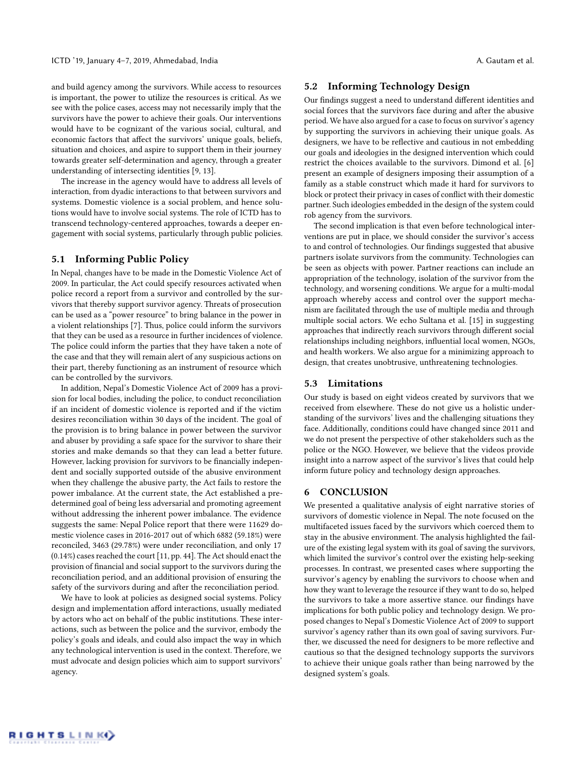and build agency among the survivors. While access to resources is important, the power to utilize the resources is critical. As we see with the police cases, access may not necessarily imply that the survivors have the power to achieve their goals. Our interventions would have to be cognizant of the various social, cultural, and economic factors that affect the survivors' unique goals, beliefs, situation and choices, and aspire to support them in their journey towards greater self-determination and agency, through a greater understanding of intersecting identities [9, 13].

The increase in the agency would have to address all levels of interaction, from dyadic interactions to that between survivors and systems. Domestic violence is a social problem, and hence solutions would have to involve social systems. The role of ICTD has to transcend technology-centered approaches, towards a deeper engagement with social systems, particularly through public policies.

## 5.1 Informing Public Policy

In Nepal, changes have to be made in the Domestic Violence Act of 2009. In particular, the Act could specify resources activated when police record a report from a survivor and controlled by the survivors that thereby support survivor agency. Threats of prosecution can be used as a "power resource" to bring balance in the power in a violent relationships [7]. Thus, police could inform the survivors that they can be used as a resource in further incidences of violence. The police could inform the parties that they have taken a note of the case and that they will remain alert of any suspicious actions on their part, thereby functioning as an instrument of resource which can be controlled by the survivors.

In addition, Nepal's Domestic Violence Act of 2009 has a provision for local bodies, including the police, to conduct reconciliation if an incident of domestic violence is reported and if the victim desires reconciliation within 30 days of the incident. The goal of the provision is to bring balance in power between the survivor and abuser by providing a safe space for the survivor to share their stories and make demands so that they can lead a better future. However, lacking provision for survivors to be financially independent and socially supported outside of the abusive environment when they challenge the abusive party, the Act fails to restore the power imbalance. At the current state, the Act established a predetermined goal of being less adversarial and promoting agreement without addressing the inherent power imbalance. The evidence suggests the same: Nepal Police report that there were 11629 domestic violence cases in 2016-2017 out of which 6882 (59.18%) were reconciled, 3463 (29.78%) were under reconciliation, and only 17 (0.14%) cases reached the court [11, pp. 44]. The Act should enact the provision of financial and social support to the survivors during the reconciliation period, and an additional provision of ensuring the safety of the survivors during and after the reconciliation period.

We have to look at policies as designed social systems. Policy design and implementation afford interactions, usually mediated by actors who act on behalf of the public institutions. These interactions, such as between the police and the survivor, embody the policy's goals and ideals, and could also impact the way in which any technological intervention is used in the context. Therefore, we must advocate and design policies which aim to support survivors' agency.

## 5.2 Informing Technology Design

Our findings suggest a need to understand different identities and social forces that the survivors face during and after the abusive period. We have also argued for a case to focus on survivor's agency by supporting the survivors in achieving their unique goals. As designers, we have to be reflective and cautious in not embedding our goals and ideologies in the designed intervention which could restrict the choices available to the survivors. Dimond et al. [6] present an example of designers imposing their assumption of a family as a stable construct which made it hard for survivors to block or protect their privacy in cases of conflict with their domestic partner. Such ideologies embedded in the design of the system could rob agency from the survivors.

The second implication is that even before technological interventions are put in place, we should consider the survivor's access to and control of technologies. Our findings suggested that abusive partners isolate survivors from the community. Technologies can be seen as objects with power. Partner reactions can include an appropriation of the technology, isolation of the survivor from the technology, and worsening conditions. We argue for a multi-modal approach whereby access and control over the support mechanism are facilitated through the use of multiple media and through multiple social actors. We echo Sultana et al. [15] in suggesting approaches that indirectly reach survivors through different social relationships including neighbors, influential local women, NGOs, and health workers. We also argue for a minimizing approach to design, that creates unobtrusive, unthreatening technologies.

## 5.3 Limitations

Our study is based on eight videos created by survivors that we received from elsewhere. These do not give us a holistic understanding of the survivors' lives and the challenging situations they face. Additionally, conditions could have changed since 2011 and we do not present the perspective of other stakeholders such as the police or the NGO. However, we believe that the videos provide insight into a narrow aspect of the survivor's lives that could help inform future policy and technology design approaches.

# 6 CONCLUSION

We presented a qualitative analysis of eight narrative stories of survivors of domestic violence in Nepal. The note focused on the multifaceted issues faced by the survivors which coerced them to stay in the abusive environment. The analysis highlighted the failure of the existing legal system with its goal of saving the survivors, which limited the survivor's control over the existing help-seeking processes. In contrast, we presented cases where supporting the survivor's agency by enabling the survivors to choose when and how they want to leverage the resource if they want to do so, helped the survivors to take a more assertive stance. our findings have implications for both public policy and technology design. We proposed changes to Nepal's Domestic Violence Act of 2009 to support survivor's agency rather than its own goal of saving survivors. Further, we discussed the need for designers to be more reflective and cautious so that the designed technology supports the survivors to achieve their unique goals rather than being narrowed by the designed system's goals.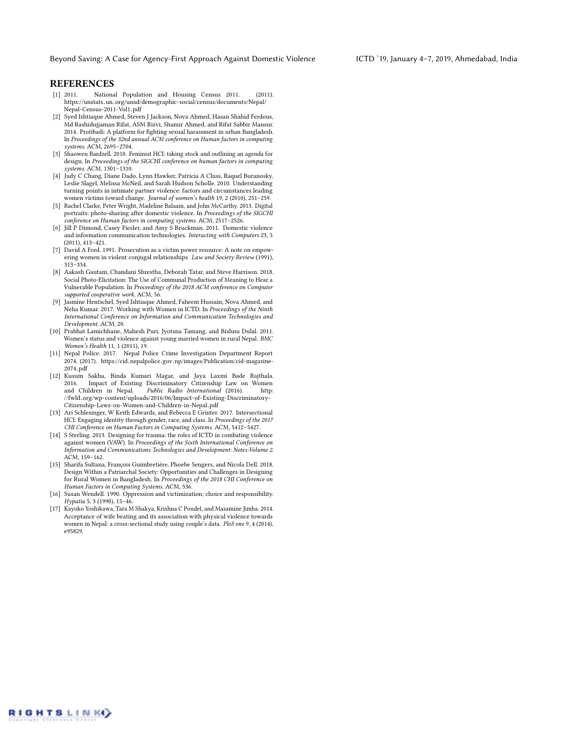## REFERENCES

[1] 2011. National Population and Housing Census 2011. (2011). https://unstats.un.org/unsd/demographic-social/census/documents/Nepal/Nepal-Census-2011-Vol1.pdf

[2] Syed Ishtiaque Ahmed, Steven J Jackson, Nova Ahmed, Hasan Shahid Ferdous, Md Rashidujjaman Rifat, ASM Rizvi, Shamir Ahmed, and Rifat Sabbir Mansur. 2014. Protibadi: A platform for fighting sexual harassment in urban Bangladesh. In *Proceedings of the 32nd annual ACM conference on Human factors in computing systems*. ACM, 2695–2704.

[3] Shaowen Bardzell. 2010. Feminist HCI: taking stock and outlining an agenda for design. In *Proceedings of the SIGCHI conference on human factors in computing systems*. ACM, 1301–1310.

[4] Judy C Chang, Diane Dado, Lynn Hawker, Patricia A Cluss, Raquel Buranosky, Leslie Slagel, Melissa McNeil, and Sarah Hudson Scholle. 2010. Understanding turning points in intimate partner violence: factors and circumstances leading women victims toward change. *Journal of women's health* 19, 2 (2010), 251–259.

[5] Rachel Clarke, Peter Wright, Madeline Balaam, and John McCarthy. 2013. Digital portraits: photo-sharing after domestic violence. In *Proceedings of the SIGCHI conference on Human factors in computing systems*. ACM, 2517–2526.

[6] Jill P Dimond, Casey Fiesler, and Amy S Bruckman. 2011. Domestic violence and information communication technologies. *Interacting with Computers* 23, 5 (2011), 413–421.

[7] David A Ford. 1991. Prosecution as a victim power resource: A note on empowering women in violent conjugal relationships. *Law and Society Review* (1991), 313–334.

[8] Aakash Gautam, Chandani Shrestha, Deborah Tatar, and Steve Harrison. 2018. Social Photo-Elicitation: The Use of Communal Production of Meaning to Hear a Vulnerable Population. In *Proceedings of the 2018 ACM conference on Computer supported cooperative work*. ACM, 56.

[9] Jasmine Hentschel, Syed Ishtiaque Ahmed, Faheem Hussain, Nova Ahmed, and Neha Kumar. 2017. Working with Women in ICTD. In *Proceedings of the Ninth International Conference on Information and Communication Technologies and Development*. ACM, 20.

[10] Prabhat Lamichhane, Mahesh Puri, Jyotsna Tamang, and Bishnu Dulal. 2011. Women's status and violence against young married women in rural Nepal. *BMC Women's Health* 11, 1 (2011), 19.

[11] Nepal Police. 2017. Nepal Police Crime Investigation Department Report 2074. (2017). https://cid.nepalpolice.gov.np/images/Publication/cid-magazine-2074.pdf

[12] Kusum Sakha, Binda Kumari Magar, and Jaya Laxmi Bade Rajthala. 2016. Impact of Existing Discriminatory Citizenship Law on Women and Children in Nepal. *Public Radio International* (2016). http://fwld.org/wp-content/uploads/2016/06/Impact-of-Existing-Discriminatory-Citizenship-Laws-on-Women-and-Children-in-Nepal.pdf

[13] Ari Schlesinger, W Keith Edwards, and Rebecca E Grinter. 2017. Intersectional HCI: Engaging identity through gender, race, and class. In *Proceedings of the 2017 CHI Conference on Human Factors in Computing Systems*. ACM, 5412–5427.

[14] S Sterling. 2013. Designing for trauma: the roles of ICTD in combating violence against women (VAW). In *Proceedings of the Sixth International Conference on Information and Communications Technologies and Development: Notes-Volume 2*. ACM, 159–162.

[15] Sharifa Sultana, François Guimbretière, Phoebe Sengers, and Nicola Dell. 2018. Design Within a Patriarchal Society: Opportunities and Challenges in Designing for Rural Women in Bangladesh. In *Proceedings of the 2018 CHI Conference on Human Factors in Computing Systems*. ACM, 536.

[16] Susan Wendell. 1990. Oppression and victimization; choice and responsibility. *Hypatia* 5, 3 (1990), 15–46.

[17] Kayoko Yoshikawa, Tara M Shakya, Krishna C Poudel, and Masamine Jimba. 2014. Acceptance of wife beating and its association with physical violence towards women in Nepal: a cross-sectional study using couple's data. *PloS one* 9, 4 (2014), e95829.